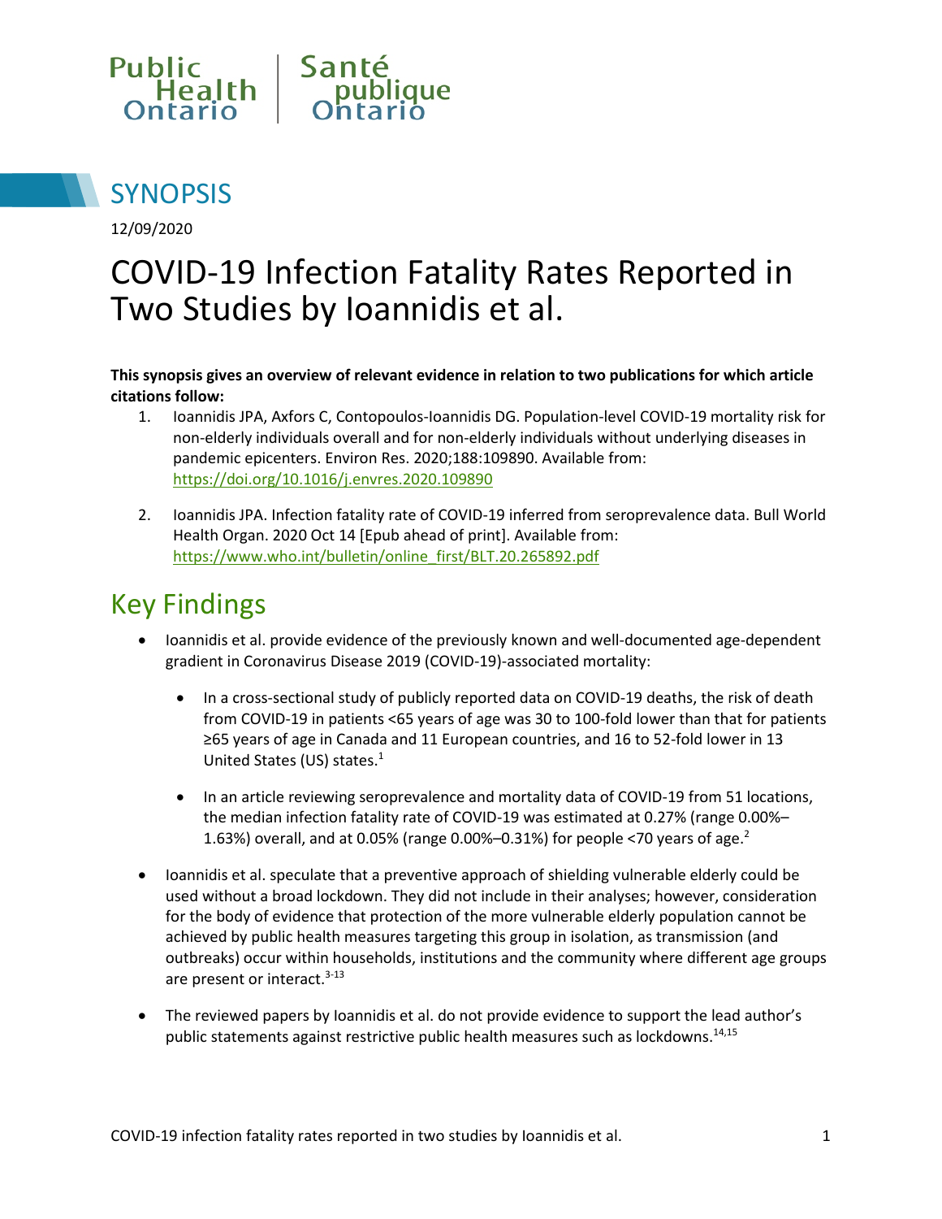Public Health Ontario | Santé publique Ontario

# SYNOPSIS

12/09/2020

# COVID-19 Infection Fatality Rates Reported in Two Studies by Ioannidis et al.

**This synopsis gives an overview of relevant evidence in relation to two publications for which article citations follow:**

1. Ioannidis JPA, Axfors C, Contopoulos-Ioannidis DG. Population-level COVID-19 mortality risk for non-elderly individuals overall and for non-elderly individuals without underlying diseases in pandemic epicenters. Environ Res. 2020;188:109890. Available from: https://doi.org/10.1016/j.envres.2020.109890

2. Ioannidis JPA. Infection fatality rate of COVID-19 inferred from seroprevalence data. Bull World Health Organ. 2020 Oct 14 [Epub ahead of print]. Available from: https://www.who.int/bulletin/online_first/BLT.20.265892.pdf

## Key Findings

- Ioannidis et al. provide evidence of the previously known and well-documented age-dependent gradient in Coronavirus Disease 2019 (COVID-19)-associated mortality:

  - In a cross-sectional study of publicly reported data on COVID-19 deaths, the risk of death from COVID-19 in patients <65 years of age was 30 to 100-fold lower than that for patients ≥65 years of age in Canada and 11 European countries, and 16 to 52-fold lower in 13 United States (US) states.[1]

  - In an article reviewing seroprevalence and mortality data of COVID-19 from 51 locations, the median infection fatality rate of COVID-19 was estimated at 0.27% (range 0.00%–1.63%) overall, and at 0.05% (range 0.00%–0.31%) for people <70 years of age.[2]

- Ioannidis et al. speculate that a preventive approach of shielding vulnerable elderly could be used without a broad lockdown. They did not include in their analyses; however, consideration for the body of evidence that protection of the more vulnerable elderly population cannot be achieved by public health measures targeting this group in isolation, as transmission (and outbreaks) occur within households, institutions and the community where different age groups are present or interact.[3-13]

- The reviewed papers by Ioannidis et al. do not provide evidence to support the lead author's public statements against restrictive public health measures such as lockdowns.[14,15]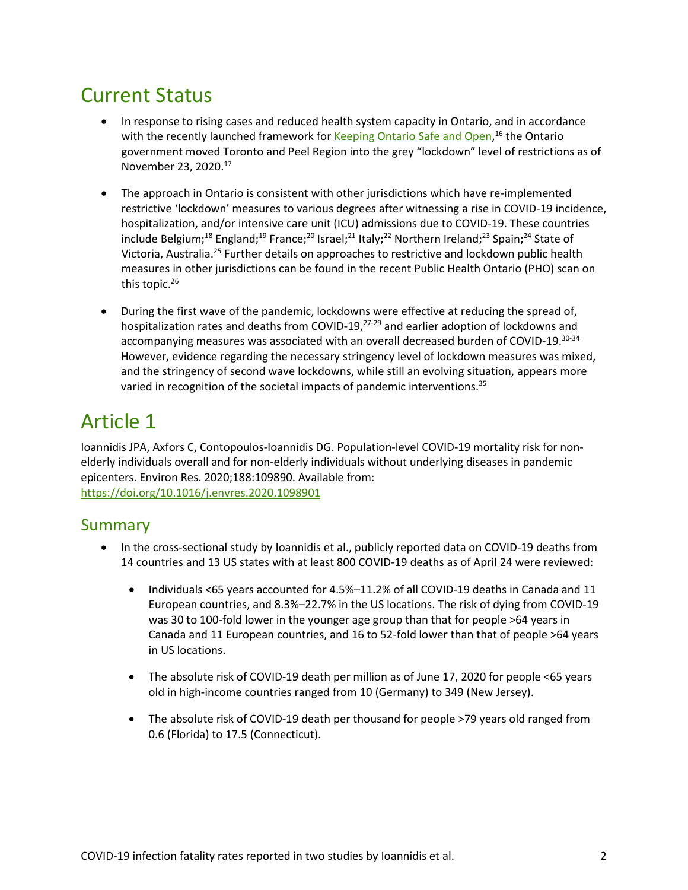## Current Status

- In response to rising cases and reduced health system capacity in Ontario, and in accordance with the recently launched framework for Keeping Ontario Safe and Open,[16] the Ontario government moved Toronto and Peel Region into the grey "lockdown" level of restrictions as of November 23, 2020.[17]

- The approach in Ontario is consistent with other jurisdictions which have re-implemented restrictive 'lockdown' measures to various degrees after witnessing a rise in COVID-19 incidence, hospitalization, and/or intensive care unit (ICU) admissions due to COVID-19. These countries include Belgium;[18] England;[19] France;[20] Israel;[21] Italy;[22] Northern Ireland;[23] Spain;[24] State of Victoria, Australia.[25] Further details on approaches to restrictive and lockdown public health measures in other jurisdictions can be found in the recent Public Health Ontario (PHO) scan on this topic.[26]

- During the first wave of the pandemic, lockdowns were effective at reducing the spread of, hospitalization rates and deaths from COVID-19,[27-29] and earlier adoption of lockdowns and accompanying measures was associated with an overall decreased burden of COVID-19.[30-34] However, evidence regarding the necessary stringency level of lockdown measures was mixed, and the stringency of second wave lockdowns, while still an evolving situation, appears more varied in recognition of the societal impacts of pandemic interventions.[35]

## Article 1

Ioannidis JPA, Axfors C, Contopoulos-Ioannidis DG. Population-level COVID-19 mortality risk for non-elderly individuals overall and for non-elderly individuals without underlying diseases in pandemic epicenters. Environ Res. 2020;188:109890. Available from: https://doi.org/10.1016/j.envres.2020.1098901

### Summary

- In the cross-sectional study by Ioannidis et al., publicly reported data on COVID-19 deaths from 14 countries and 13 US states with at least 800 COVID-19 deaths as of April 24 were reviewed:

  - Individuals <65 years accounted for 4.5%–11.2% of all COVID-19 deaths in Canada and 11 European countries, and 8.3%–22.7% in the US locations. The risk of dying from COVID-19 was 30 to 100-fold lower in the younger age group than that for people >64 years in Canada and 11 European countries, and 16 to 52-fold lower than that of people >64 years in US locations.

  - The absolute risk of COVID-19 death per million as of June 17, 2020 for people <65 years old in high-income countries ranged from 10 (Germany) to 349 (New Jersey).

  - The absolute risk of COVID-19 death per thousand for people >79 years old ranged from 0.6 (Florida) to 17.5 (Connecticut).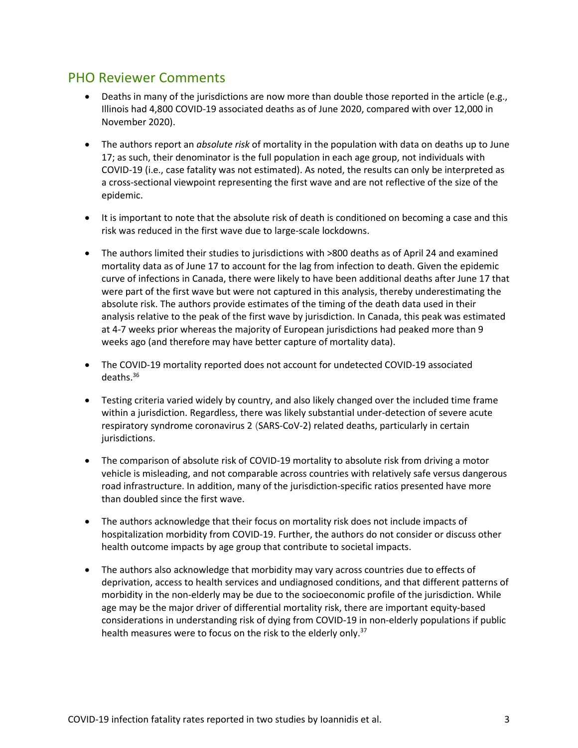## PHO Reviewer Comments

- Deaths in many of the jurisdictions are now more than double those reported in the article (e.g., Illinois had 4,800 COVID-19 associated deaths as of June 2020, compared with over 12,000 in November 2020).
- The authors report an *absolute risk* of mortality in the population with data on deaths up to June 17; as such, their denominator is the full population in each age group, not individuals with COVID-19 (i.e., case fatality was not estimated). As noted, the results can only be interpreted as a cross-sectional viewpoint representing the first wave and are not reflective of the size of the epidemic.
- It is important to note that the absolute risk of death is conditioned on becoming a case and this risk was reduced in the first wave due to large-scale lockdowns.
- The authors limited their studies to jurisdictions with >800 deaths as of April 24 and examined mortality data as of June 17 to account for the lag from infection to death. Given the epidemic curve of infections in Canada, there were likely to have been additional deaths after June 17 that were part of the first wave but were not captured in this analysis, thereby underestimating the absolute risk. The authors provide estimates of the timing of the death data used in their analysis relative to the peak of the first wave by jurisdiction. In Canada, this peak was estimated at 4-7 weeks prior whereas the majority of European jurisdictions had peaked more than 9 weeks ago (and therefore may have better capture of mortality data).
- The COVID-19 mortality reported does not account for undetected COVID-19 associated deaths.[36]
- Testing criteria varied widely by country, and also likely changed over the included time frame within a jurisdiction. Regardless, there was likely substantial under-detection of severe acute respiratory syndrome coronavirus 2 (SARS-CoV-2) related deaths, particularly in certain jurisdictions.
- The comparison of absolute risk of COVID-19 mortality to absolute risk from driving a motor vehicle is misleading, and not comparable across countries with relatively safe versus dangerous road infrastructure. In addition, many of the jurisdiction-specific ratios presented have more than doubled since the first wave.
- The authors acknowledge that their focus on mortality risk does not include impacts of hospitalization morbidity from COVID-19. Further, the authors do not consider or discuss other health outcome impacts by age group that contribute to societal impacts.
- The authors also acknowledge that morbidity may vary across countries due to effects of deprivation, access to health services and undiagnosed conditions, and that different patterns of morbidity in the non-elderly may be due to the socioeconomic profile of the jurisdiction. While age may be the major driver of differential mortality risk, there are important equity-based considerations in understanding risk of dying from COVID-19 in non-elderly populations if public health measures were to focus on the risk to the elderly only.[37]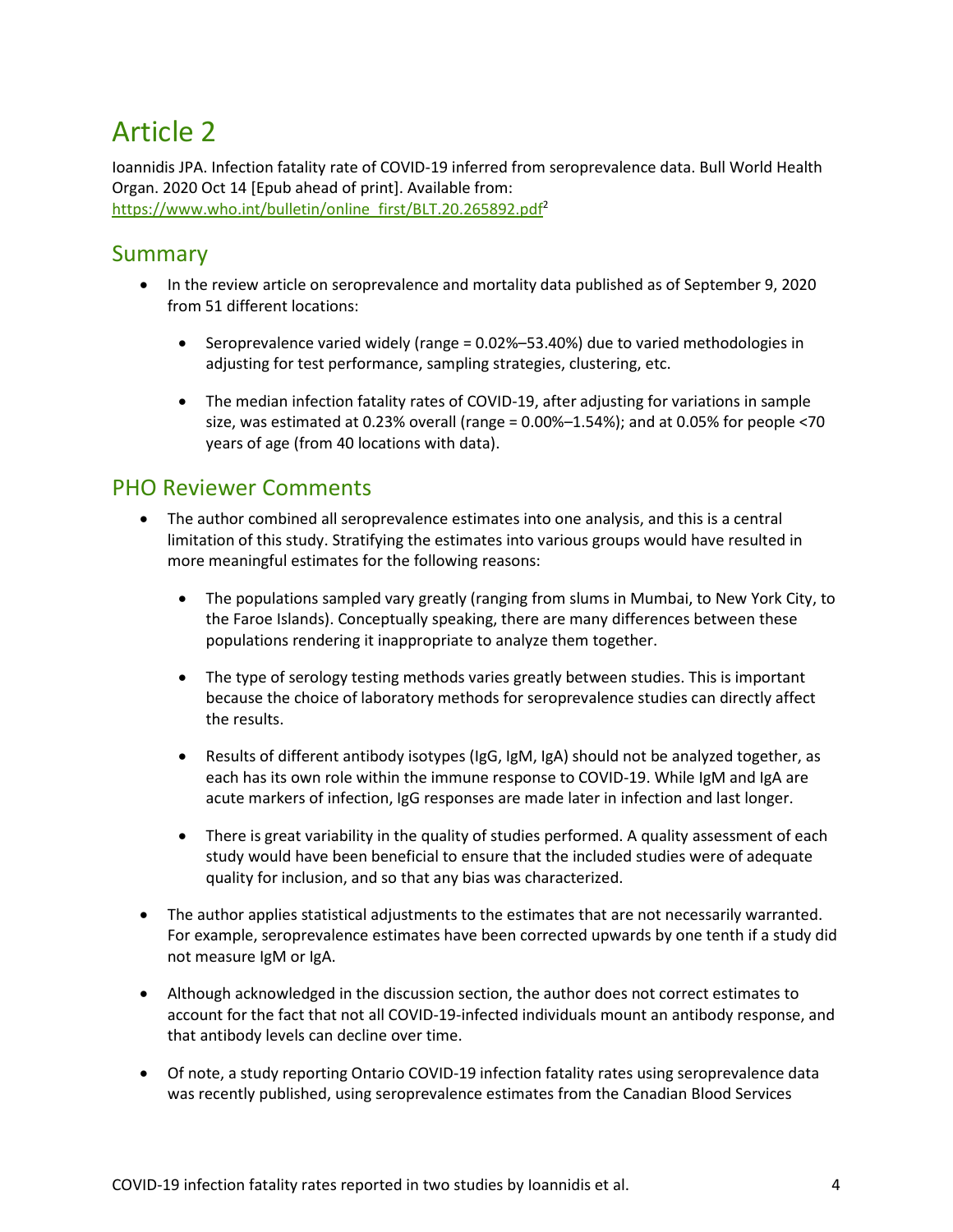# Article 2

Ioannidis JPA. Infection fatality rate of COVID-19 inferred from seroprevalence data. Bull World Health Organ. 2020 Oct 14 [Epub ahead of print]. Available from: https://www.who.int/bulletin/online_first/BLT.20.265892.pdf[2]

## Summary

- In the review article on seroprevalence and mortality data published as of September 9, 2020 from 51 different locations:
  - Seroprevalence varied widely (range = 0.02%–53.40%) due to varied methodologies in adjusting for test performance, sampling strategies, clustering, etc.
  - The median infection fatality rates of COVID-19, after adjusting for variations in sample size, was estimated at 0.23% overall (range = 0.00%–1.54%); and at 0.05% for people <70 years of age (from 40 locations with data).

## PHO Reviewer Comments

- The author combined all seroprevalence estimates into one analysis, and this is a central limitation of this study. Stratifying the estimates into various groups would have resulted in more meaningful estimates for the following reasons:
  - The populations sampled vary greatly (ranging from slums in Mumbai, to New York City, to the Faroe Islands). Conceptually speaking, there are many differences between these populations rendering it inappropriate to analyze them together.
  - The type of serology testing methods varies greatly between studies. This is important because the choice of laboratory methods for seroprevalence studies can directly affect the results.
  - Results of different antibody isotypes (IgG, IgM, IgA) should not be analyzed together, as each has its own role within the immune response to COVID-19. While IgM and IgA are acute markers of infection, IgG responses are made later in infection and last longer.
  - There is great variability in the quality of studies performed. A quality assessment of each study would have been beneficial to ensure that the included studies were of adequate quality for inclusion, and so that any bias was characterized.
- The author applies statistical adjustments to the estimates that are not necessarily warranted. For example, seroprevalence estimates have been corrected upwards by one tenth if a study did not measure IgM or IgA.
- Although acknowledged in the discussion section, the author does not correct estimates to account for the fact that not all COVID-19-infected individuals mount an antibody response, and that antibody levels can decline over time.
- Of note, a study reporting Ontario COVID-19 infection fatality rates using seroprevalence data was recently published, using seroprevalence estimates from the Canadian Blood Services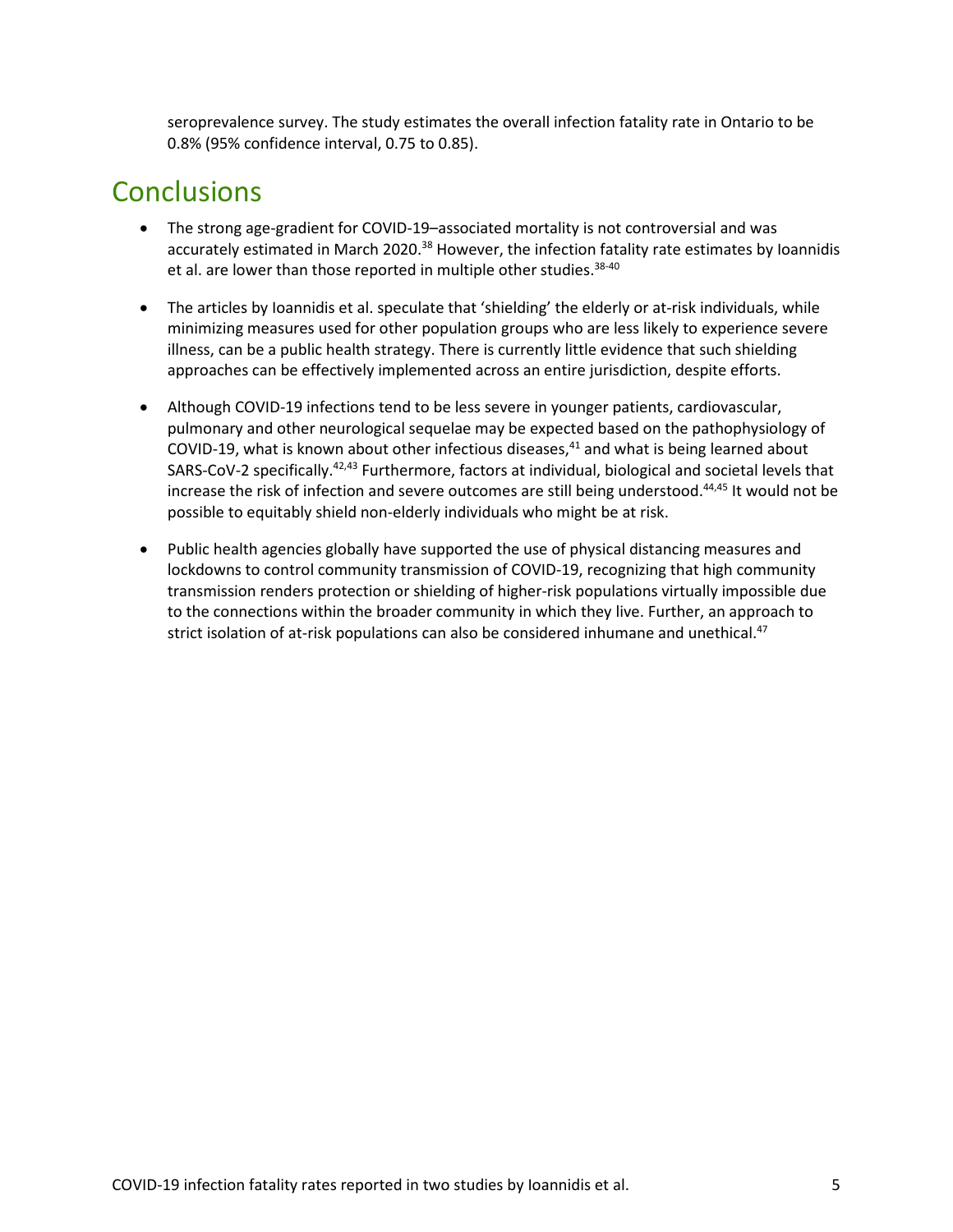seroprevalence survey. The study estimates the overall infection fatality rate in Ontario to be 0.8% (95% confidence interval, 0.75 to 0.85).

## Conclusions

- The strong age-gradient for COVID-19–associated mortality is not controversial and was accurately estimated in March 2020.[38] However, the infection fatality rate estimates by Ioannidis et al. are lower than those reported in multiple other studies.[38-40]

- The articles by Ioannidis et al. speculate that 'shielding' the elderly or at-risk individuals, while minimizing measures used for other population groups who are less likely to experience severe illness, can be a public health strategy. There is currently little evidence that such shielding approaches can be effectively implemented across an entire jurisdiction, despite efforts.

- Although COVID-19 infections tend to be less severe in younger patients, cardiovascular, pulmonary and other neurological sequelae may be expected based on the pathophysiology of COVID-19, what is known about other infectious diseases,[41] and what is being learned about SARS-CoV-2 specifically.[42,43] Furthermore, factors at individual, biological and societal levels that increase the risk of infection and severe outcomes are still being understood.[44,45] It would not be possible to equitably shield non-elderly individuals who might be at risk.

- Public health agencies globally have supported the use of physical distancing measures and lockdowns to control community transmission of COVID-19, recognizing that high community transmission renders protection or shielding of higher-risk populations virtually impossible due to the connections within the broader community in which they live. Further, an approach to strict isolation of at-risk populations can also be considered inhumane and unethical.[47]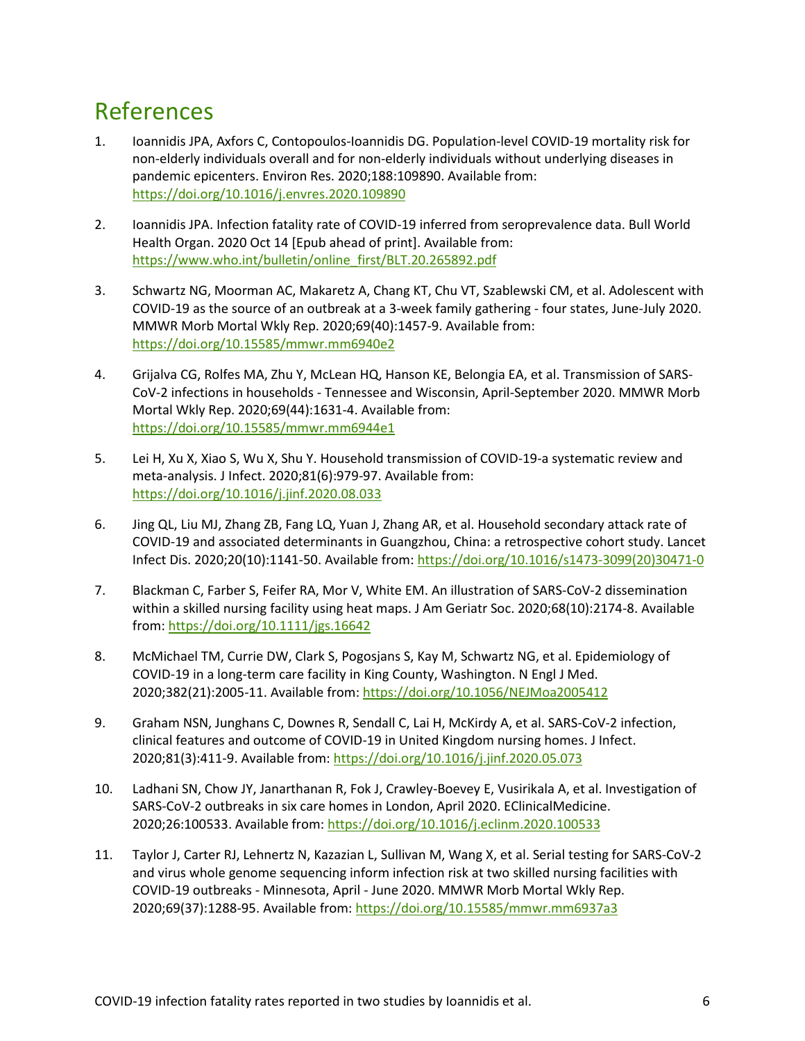# References

1. Ioannidis JPA, Axfors C, Contopoulos-Ioannidis DG. Population-level COVID-19 mortality risk for non-elderly individuals overall and for non-elderly individuals without underlying diseases in pandemic epicenters. Environ Res. 2020;188:109890. Available from: https://doi.org/10.1016/j.envres.2020.109890

2. Ioannidis JPA. Infection fatality rate of COVID-19 inferred from seroprevalence data. Bull World Health Organ. 2020 Oct 14 [Epub ahead of print]. Available from: https://www.who.int/bulletin/online_first/BLT.20.265892.pdf

3. Schwartz NG, Moorman AC, Makaretz A, Chang KT, Chu VT, Szablewski CM, et al. Adolescent with COVID-19 as the source of an outbreak at a 3-week family gathering - four states, June-July 2020. MMWR Morb Mortal Wkly Rep. 2020;69(40):1457-9. Available from: https://doi.org/10.15585/mmwr.mm6940e2

4. Grijalva CG, Rolfes MA, Zhu Y, McLean HQ, Hanson KE, Belongia EA, et al. Transmission of SARS-CoV-2 infections in households - Tennessee and Wisconsin, April-September 2020. MMWR Morb Mortal Wkly Rep. 2020;69(44):1631-4. Available from: https://doi.org/10.15585/mmwr.mm6944e1

5. Lei H, Xu X, Xiao S, Wu X, Shu Y. Household transmission of COVID-19-a systematic review and meta-analysis. J Infect. 2020;81(6):979-97. Available from: https://doi.org/10.1016/j.jinf.2020.08.033

6. Jing QL, Liu MJ, Zhang ZB, Fang LQ, Yuan J, Zhang AR, et al. Household secondary attack rate of COVID-19 and associated determinants in Guangzhou, China: a retrospective cohort study. Lancet Infect Dis. 2020;20(10):1141-50. Available from: https://doi.org/10.1016/s1473-3099(20)30471-0

7. Blackman C, Farber S, Feifer RA, Mor V, White EM. An illustration of SARS-CoV-2 dissemination within a skilled nursing facility using heat maps. J Am Geriatr Soc. 2020;68(10):2174-8. Available from: https://doi.org/10.1111/jgs.16642

8. McMichael TM, Currie DW, Clark S, Pogosjans S, Kay M, Schwartz NG, et al. Epidemiology of COVID-19 in a long-term care facility in King County, Washington. N Engl J Med. 2020;382(21):2005-11. Available from: https://doi.org/10.1056/NEJMoa2005412

9. Graham NSN, Junghans C, Downes R, Sendall C, Lai H, McKirdy A, et al. SARS-CoV-2 infection, clinical features and outcome of COVID-19 in United Kingdom nursing homes. J Infect. 2020;81(3):411-9. Available from: https://doi.org/10.1016/j.jinf.2020.05.073

10. Ladhani SN, Chow JY, Janarthanan R, Fok J, Crawley-Boevey E, Vusirikala A, et al. Investigation of SARS-CoV-2 outbreaks in six care homes in London, April 2020. EClinicalMedicine. 2020;26:100533. Available from: https://doi.org/10.1016/j.eclinm.2020.100533

11. Taylor J, Carter RJ, Lehnertz N, Kazazian L, Sullivan M, Wang X, et al. Serial testing for SARS-CoV-2 and virus whole genome sequencing inform infection risk at two skilled nursing facilities with COVID-19 outbreaks - Minnesota, April - June 2020. MMWR Morb Mortal Wkly Rep. 2020;69(37):1288-95. Available from: https://doi.org/10.15585/mmwr.mm6937a3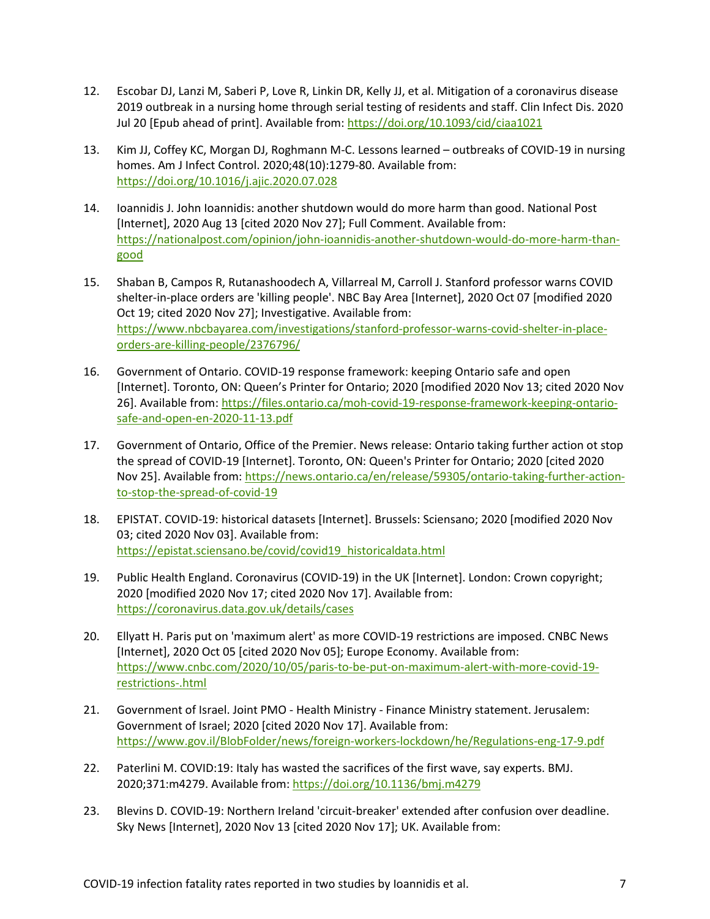12. Escobar DJ, Lanzi M, Saberi P, Love R, Linkin DR, Kelly JJ, et al. Mitigation of a coronavirus disease 2019 outbreak in a nursing home through serial testing of residents and staff. Clin Infect Dis. 2020 Jul 20 [Epub ahead of print]. Available from: https://doi.org/10.1093/cid/ciaa1021

13. Kim JJ, Coffey KC, Morgan DJ, Roghmann M-C. Lessons learned – outbreaks of COVID-19 in nursing homes. Am J Infect Control. 2020;48(10):1279-80. Available from: https://doi.org/10.1016/j.ajic.2020.07.028

14. Ioannidis J. John Ioannidis: another shutdown would do more harm than good. National Post [Internet], 2020 Aug 13 [cited 2020 Nov 27]; Full Comment. Available from: https://nationalpost.com/opinion/john-ioannidis-another-shutdown-would-do-more-harm-than-good

15. Shaban B, Campos R, Rutanashoodech A, Villarreal M, Carroll J. Stanford professor warns COVID shelter-in-place orders are 'killing people'. NBC Bay Area [Internet], 2020 Oct 07 [modified 2020 Oct 19; cited 2020 Nov 27]; Investigative. Available from: https://www.nbcbayarea.com/investigations/stanford-professor-warns-covid-shelter-in-place-orders-are-killing-people/2376796/

16. Government of Ontario. COVID-19 response framework: keeping Ontario safe and open [Internet]. Toronto, ON: Queen's Printer for Ontario; 2020 [modified 2020 Nov 13; cited 2020 Nov 26]. Available from: https://files.ontario.ca/moh-covid-19-response-framework-keeping-ontario-safe-and-open-en-2020-11-13.pdf

17. Government of Ontario, Office of the Premier. News release: Ontario taking further action ot stop the spread of COVID-19 [Internet]. Toronto, ON: Queen's Printer for Ontario; 2020 [cited 2020 Nov 25]. Available from: https://news.ontario.ca/en/release/59305/ontario-taking-further-action-to-stop-the-spread-of-covid-19

18. EPISTAT. COVID-19: historical datasets [Internet]. Brussels: Sciensano; 2020 [modified 2020 Nov 03; cited 2020 Nov 03]. Available from: https://epistat.sciensano.be/covid/covid19_historicaldata.html

19. Public Health England. Coronavirus (COVID-19) in the UK [Internet]. London: Crown copyright; 2020 [modified 2020 Nov 17; cited 2020 Nov 17]. Available from: https://coronavirus.data.gov.uk/details/cases

20. Ellyatt H. Paris put on 'maximum alert' as more COVID-19 restrictions are imposed. CNBC News [Internet], 2020 Oct 05 [cited 2020 Nov 05]; Europe Economy. Available from: https://www.cnbc.com/2020/10/05/paris-to-be-put-on-maximum-alert-with-more-covid-19-restrictions-.html

21. Government of Israel. Joint PMO - Health Ministry - Finance Ministry statement. Jerusalem: Government of Israel; 2020 [cited 2020 Nov 17]. Available from: https://www.gov.il/BlobFolder/news/foreign-workers-lockdown/he/Regulations-eng-17-9.pdf

22. Paterlini M. COVID:19: Italy has wasted the sacrifices of the first wave, say experts. BMJ. 2020;371:m4279. Available from: https://doi.org/10.1136/bmj.m4279

23. Blevins D. COVID-19: Northern Ireland 'circuit-breaker' extended after confusion over deadline. Sky News [Internet], 2020 Nov 13 [cited 2020 Nov 17]; UK. Available from: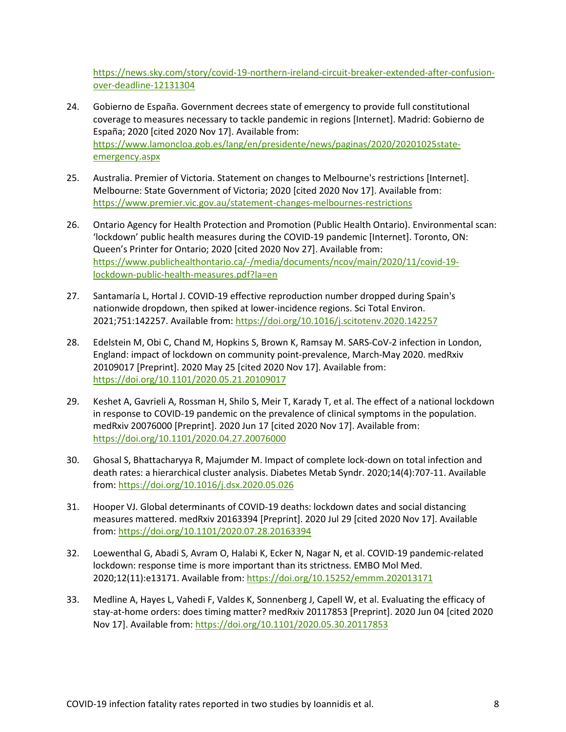https://news.sky.com/story/covid-19-northern-ireland-circuit-breaker-extended-after-confusion-over-deadline-12131304

24. Gobierno de España. Government decrees state of emergency to provide full constitutional coverage to measures necessary to tackle pandemic in regions [Internet]. Madrid: Gobierno de España; 2020 [cited 2020 Nov 17]. Available from: https://www.lamoncloa.gob.es/lang/en/presidente/news/paginas/2020/20201025state-emergency.aspx

25. Australia. Premier of Victoria. Statement on changes to Melbourne's restrictions [Internet]. Melbourne: State Government of Victoria; 2020 [cited 2020 Nov 17]. Available from: https://www.premier.vic.gov.au/statement-changes-melbournes-restrictions

26. Ontario Agency for Health Protection and Promotion (Public Health Ontario). Environmental scan: 'lockdown' public health measures during the COVID-19 pandemic [Internet]. Toronto, ON: Queen's Printer for Ontario; 2020 [cited 2020 Nov 27]. Available from: https://www.publichealthontario.ca/-/media/documents/ncov/main/2020/11/covid-19-lockdown-public-health-measures.pdf?la=en

27. Santamaría L, Hortal J. COVID-19 effective reproduction number dropped during Spain's nationwide dropdown, then spiked at lower-incidence regions. Sci Total Environ. 2021;751:142257. Available from: https://doi.org/10.1016/j.scitotenv.2020.142257

28. Edelstein M, Obi C, Chand M, Hopkins S, Brown K, Ramsay M. SARS-CoV-2 infection in London, England: impact of lockdown on community point-prevalence, March-May 2020. medRxiv 20109017 [Preprint]. 2020 May 25 [cited 2020 Nov 17]. Available from: https://doi.org/10.1101/2020.05.21.20109017

29. Keshet A, Gavrieli A, Rossman H, Shilo S, Meir T, Karady T, et al. The effect of a national lockdown in response to COVID-19 pandemic on the prevalence of clinical symptoms in the population. medRxiv 20076000 [Preprint]. 2020 Jun 17 [cited 2020 Nov 17]. Available from: https://doi.org/10.1101/2020.04.27.20076000

30. Ghosal S, Bhattacharyya R, Majumder M. Impact of complete lock-down on total infection and death rates: a hierarchical cluster analysis. Diabetes Metab Syndr. 2020;14(4):707-11. Available from: https://doi.org/10.1016/j.dsx.2020.05.026

31. Hooper VJ. Global determinants of COVID-19 deaths: lockdown dates and social distancing measures mattered. medRxiv 20163394 [Preprint]. 2020 Jul 29 [cited 2020 Nov 17]. Available from: https://doi.org/10.1101/2020.07.28.20163394

32. Loewenthal G, Abadi S, Avram O, Halabi K, Ecker N, Nagar N, et al. COVID-19 pandemic-related lockdown: response time is more important than its strictness. EMBO Mol Med. 2020;12(11):e13171. Available from: https://doi.org/10.15252/emmm.202013171

33. Medline A, Hayes L, Vahedi F, Valdes K, Sonnenberg J, Capell W, et al. Evaluating the efficacy of stay-at-home orders: does timing matter? medRxiv 20117853 [Preprint]. 2020 Jun 04 [cited 2020 Nov 17]. Available from: https://doi.org/10.1101/2020.05.30.20117853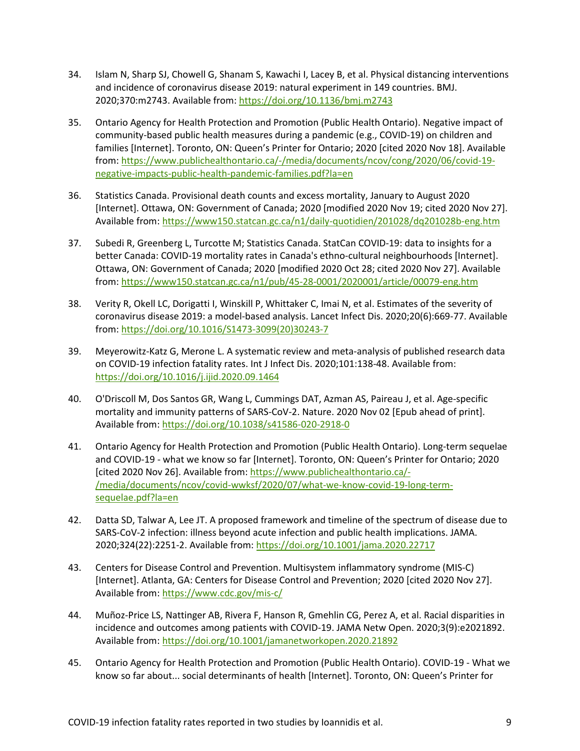34. Islam N, Sharp SJ, Chowell G, Shanam S, Kawachi I, Lacey B, et al. Physical distancing interventions and incidence of coronavirus disease 2019: natural experiment in 149 countries. BMJ. 2020;370:m2743. Available from: https://doi.org/10.1136/bmj.m2743

35. Ontario Agency for Health Protection and Promotion (Public Health Ontario). Negative impact of community-based public health measures during a pandemic (e.g., COVID-19) on children and families [Internet]. Toronto, ON: Queen's Printer for Ontario; 2020 [cited 2020 Nov 18]. Available from: https://www.publichealthontario.ca/-/media/documents/ncov/cong/2020/06/covid-19-negative-impacts-public-health-pandemic-families.pdf?la=en

36. Statistics Canada. Provisional death counts and excess mortality, January to August 2020 [Internet]. Ottawa, ON: Government of Canada; 2020 [modified 2020 Nov 19; cited 2020 Nov 27]. Available from: https://www150.statcan.gc.ca/n1/daily-quotidien/201028/dq201028b-eng.htm

37. Subedi R, Greenberg L, Turcotte M; Statistics Canada. StatCan COVID-19: data to insights for a better Canada: COVID-19 mortality rates in Canada's ethno-cultural neighbourhoods [Internet]. Ottawa, ON: Government of Canada; 2020 [modified 2020 Oct 28; cited 2020 Nov 27]. Available from: https://www150.statcan.gc.ca/n1/pub/45-28-0001/2020001/article/00079-eng.htm

38. Verity R, Okell LC, Dorigatti I, Winskill P, Whittaker C, Imai N, et al. Estimates of the severity of coronavirus disease 2019: a model-based analysis. Lancet Infect Dis. 2020;20(6):669-77. Available from: https://doi.org/10.1016/S1473-3099(20)30243-7

39. Meyerowitz-Katz G, Merone L. A systematic review and meta-analysis of published research data on COVID-19 infection fatality rates. Int J Infect Dis. 2020;101:138-48. Available from: https://doi.org/10.1016/j.ijid.2020.09.1464

40. O'Driscoll M, Dos Santos GR, Wang L, Cummings DAT, Azman AS, Paireau J, et al. Age-specific mortality and immunity patterns of SARS-CoV-2. Nature. 2020 Nov 02 [Epub ahead of print]. Available from: https://doi.org/10.1038/s41586-020-2918-0

41. Ontario Agency for Health Protection and Promotion (Public Health Ontario). Long-term sequelae and COVID-19 - what we know so far [Internet]. Toronto, ON: Queen's Printer for Ontario; 2020 [cited 2020 Nov 26]. Available from: https://www.publichealthontario.ca/-/media/documents/ncov/covid-wwksf/2020/07/what-we-know-covid-19-long-term-sequelae.pdf?la=en

42. Datta SD, Talwar A, Lee JT. A proposed framework and timeline of the spectrum of disease due to SARS-CoV-2 infection: illness beyond acute infection and public health implications. JAMA. 2020;324(22):2251-2. Available from: https://doi.org/10.1001/jama.2020.22717

43. Centers for Disease Control and Prevention. Multisystem inflammatory syndrome (MIS-C) [Internet]. Atlanta, GA: Centers for Disease Control and Prevention; 2020 [cited 2020 Nov 27]. Available from: https://www.cdc.gov/mis-c/

44. Muñoz-Price LS, Nattinger AB, Rivera F, Hanson R, Gmehlin CG, Perez A, et al. Racial disparities in incidence and outcomes among patients with COVID-19. JAMA Netw Open. 2020;3(9):e2021892. Available from: https://doi.org/10.1001/jamanetworkopen.2020.21892

45. Ontario Agency for Health Protection and Promotion (Public Health Ontario). COVID-19 - What we know so far about... social determinants of health [Internet]. Toronto, ON: Queen's Printer for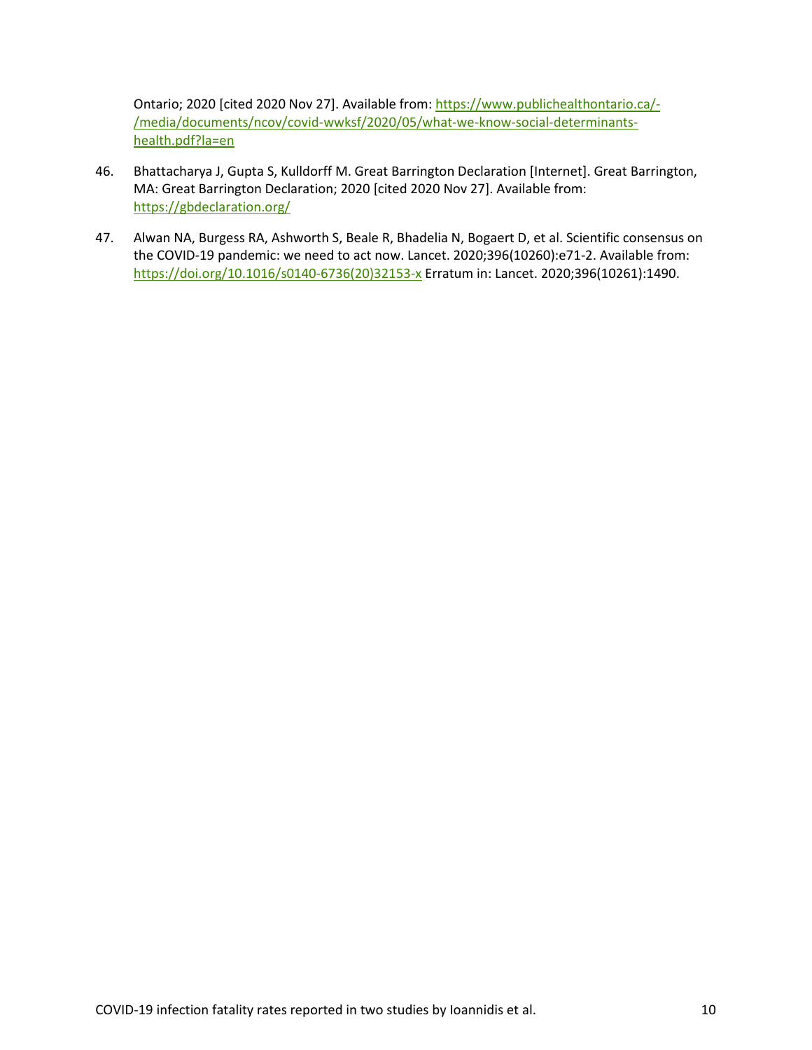Ontario; 2020 [cited 2020 Nov 27]. Available from: https://www.publichealthontario.ca/-/media/documents/ncov/covid-wwksf/2020/05/what-we-know-social-determinants-health.pdf?la=en

46. Bhattacharya J, Gupta S, Kulldorff M. Great Barrington Declaration [Internet]. Great Barrington, MA: Great Barrington Declaration; 2020 [cited 2020 Nov 27]. Available from: https://gbdeclaration.org/

47. Alwan NA, Burgess RA, Ashworth S, Beale R, Bhadelia N, Bogaert D, et al. Scientific consensus on the COVID-19 pandemic: we need to act now. Lancet. 2020;396(10260):e71-2. Available from: https://doi.org/10.1016/s0140-6736(20)32153-x Erratum in: Lancet. 2020;396(10261):1490.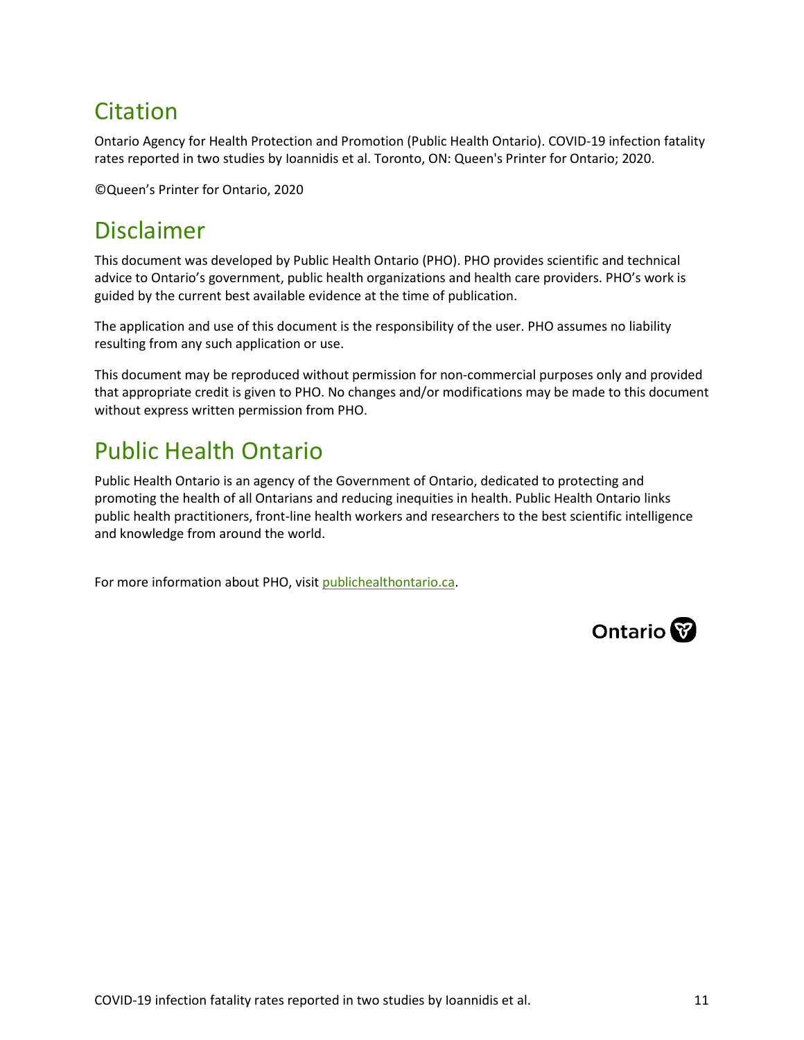## Citation

Ontario Agency for Health Protection and Promotion (Public Health Ontario). COVID-19 infection fatality rates reported in two studies by Ioannidis et al. Toronto, ON: Queen's Printer for Ontario; 2020.

©Queen's Printer for Ontario, 2020

## Disclaimer

This document was developed by Public Health Ontario (PHO). PHO provides scientific and technical advice to Ontario's government, public health organizations and health care providers. PHO's work is guided by the current best available evidence at the time of publication.

The application and use of this document is the responsibility of the user. PHO assumes no liability resulting from any such application or use.

This document may be reproduced without permission for non-commercial purposes only and provided that appropriate credit is given to PHO. No changes and/or modifications may be made to this document without express written permission from PHO.

## Public Health Ontario

Public Health Ontario is an agency of the Government of Ontario, dedicated to protecting and promoting the health of all Ontarians and reducing inequities in health. Public Health Ontario links public health practitioners, front-line health workers and researchers to the best scientific intelligence and knowledge from around the world.

For more information about PHO, visit [publichealthontario.ca](publichealthontario.ca).

Ontario